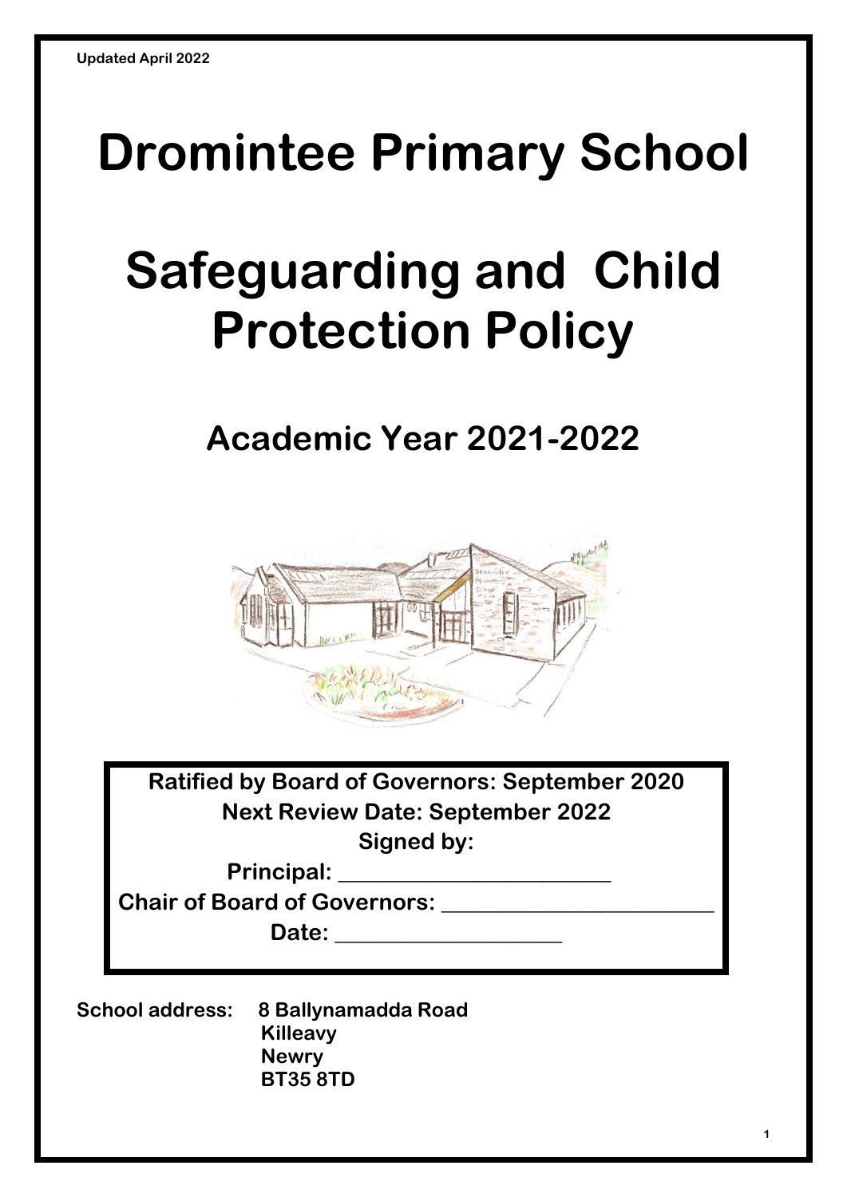Updated April 2022

# Dromintee Primary School

# Safeguarding and Child Protection Policy

## Academic Year 2021-2022

**Ratified by Board of Governors: September 2020**
**Next Review Date: September 2022**
**Signed by:**
**Principal: ______________________**
**Chair of Board of Governors: ______________________**
**Date: __________________**

**School address:** **8 Ballynamadda Road**
**Killeavy**
**Newry**
**BT35 8TD**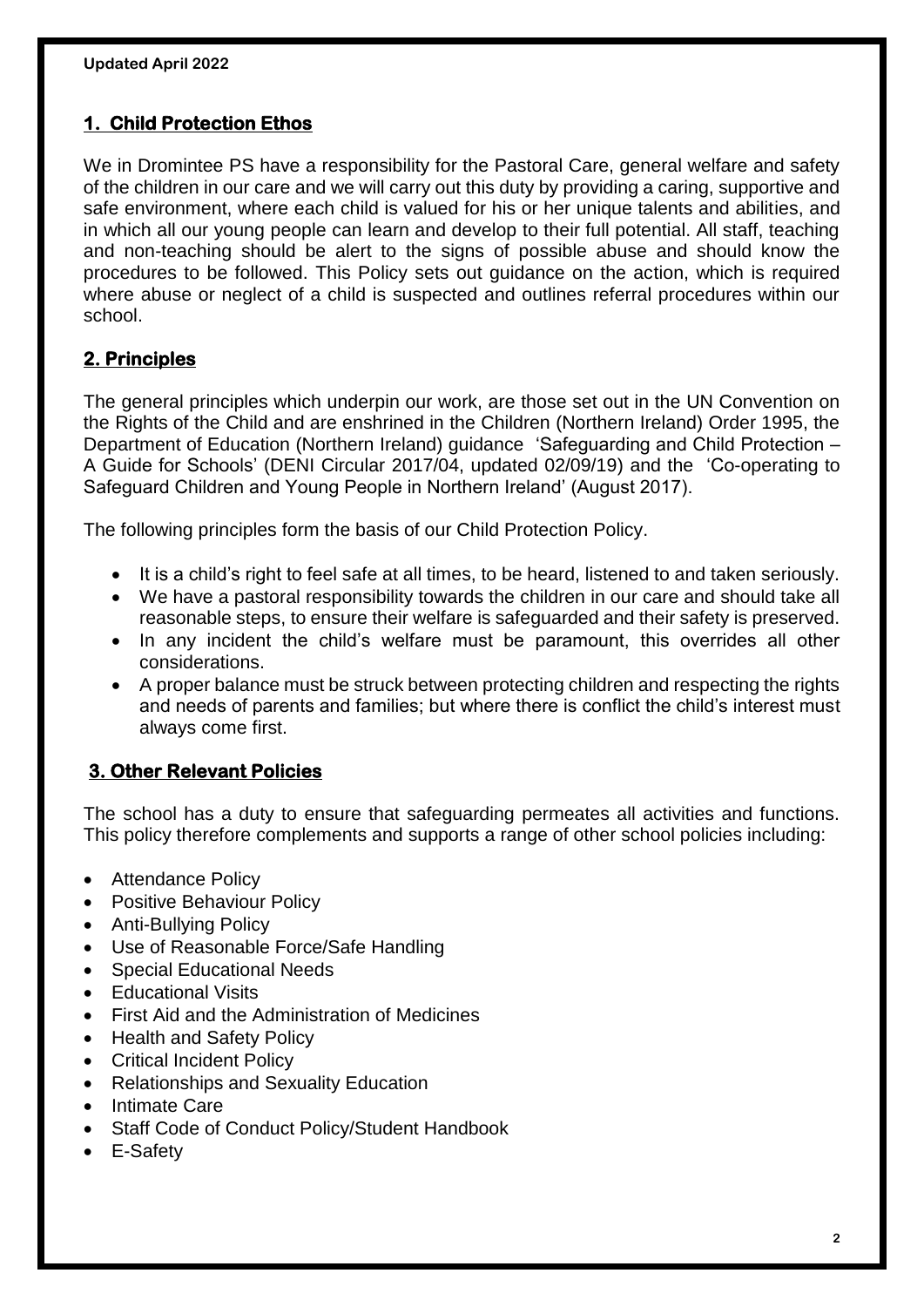Updated April 2022

## 1. Child Protection Ethos

We in Dromintee PS have a responsibility for the Pastoral Care, general welfare and safety of the children in our care and we will carry out this duty by providing a caring, supportive and safe environment, where each child is valued for his or her unique talents and abilities, and in which all our young people can learn and develop to their full potential. All staff, teaching and non-teaching should be alert to the signs of possible abuse and should know the procedures to be followed. This Policy sets out guidance on the action, which is required where abuse or neglect of a child is suspected and outlines referral procedures within our school.

## 2. Principles

The general principles which underpin our work, are those set out in the UN Convention on the Rights of the Child and are enshrined in the Children (Northern Ireland) Order 1995, the Department of Education (Northern Ireland) guidance 'Safeguarding and Child Protection – A Guide for Schools' (DENI Circular 2017/04, updated 02/09/19) and the 'Co-operating to Safeguard Children and Young People in Northern Ireland' (August 2017).

The following principles form the basis of our Child Protection Policy.

- It is a child's right to feel safe at all times, to be heard, listened to and taken seriously.
- We have a pastoral responsibility towards the children in our care and should take all reasonable steps, to ensure their welfare is safeguarded and their safety is preserved.
- In any incident the child's welfare must be paramount, this overrides all other considerations.
- A proper balance must be struck between protecting children and respecting the rights and needs of parents and families; but where there is conflict the child's interest must always come first.

## 3. Other Relevant Policies

The school has a duty to ensure that safeguarding permeates all activities and functions. This policy therefore complements and supports a range of other school policies including:

- Attendance Policy
- Positive Behaviour Policy
- Anti-Bullying Policy
- Use of Reasonable Force/Safe Handling
- Special Educational Needs
- Educational Visits
- First Aid and the Administration of Medicines
- Health and Safety Policy
- Critical Incident Policy
- Relationships and Sexuality Education
- Intimate Care
- Staff Code of Conduct Policy/Student Handbook
- E-Safety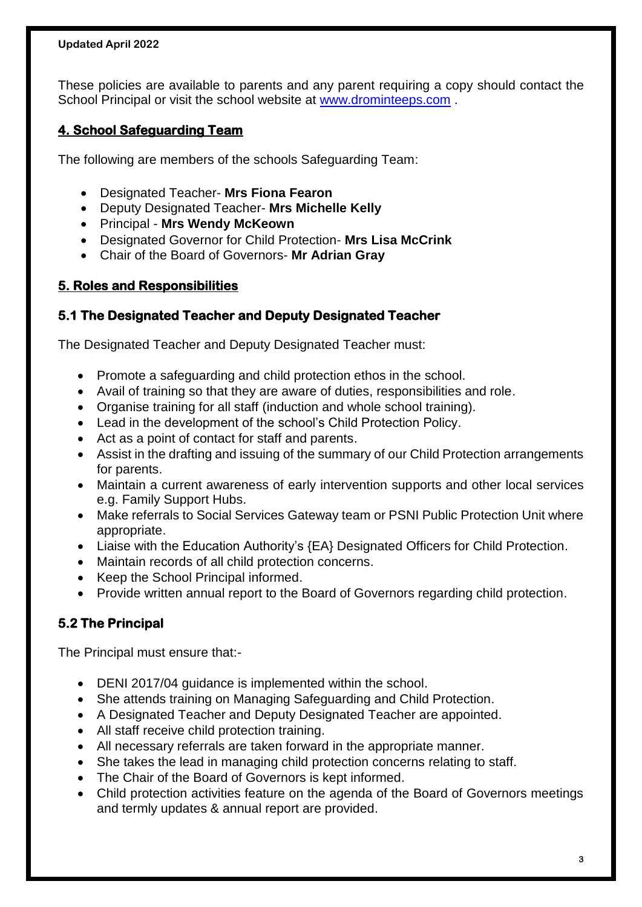**Updated April 2022**

These policies are available to parents and any parent requiring a copy should contact the School Principal or visit the school website at [www.drominteeps.com](http://www.drominteeps.com) .

## 4. School Safeguarding Team

The following are members of the schools Safeguarding Team:

- Designated Teacher- **Mrs Fiona Fearon**
- Deputy Designated Teacher- **Mrs Michelle Kelly**
- Principal - **Mrs Wendy McKeown**
- Designated Governor for Child Protection- **Mrs Lisa McCrink**
- Chair of the Board of Governors- **Mr Adrian Gray**

## 5. Roles and Responsibilities

### 5.1 The Designated Teacher and Deputy Designated Teacher

The Designated Teacher and Deputy Designated Teacher must:

- Promote a safeguarding and child protection ethos in the school.
- Avail of training so that they are aware of duties, responsibilities and role.
- Organise training for all staff (induction and whole school training).
- Lead in the development of the school's Child Protection Policy.
- Act as a point of contact for staff and parents.
- Assist in the drafting and issuing of the summary of our Child Protection arrangements for parents.
- Maintain a current awareness of early intervention supports and other local services e.g. Family Support Hubs.
- Make referrals to Social Services Gateway team or PSNI Public Protection Unit where appropriate.
- Liaise with the Education Authority's {EA} Designated Officers for Child Protection.
- Maintain records of all child protection concerns.
- Keep the School Principal informed.
- Provide written annual report to the Board of Governors regarding child protection.

### 5.2 The Principal

The Principal must ensure that:-

- DENI 2017/04 guidance is implemented within the school.
- She attends training on Managing Safeguarding and Child Protection.
- A Designated Teacher and Deputy Designated Teacher are appointed.
- All staff receive child protection training.
- All necessary referrals are taken forward in the appropriate manner.
- She takes the lead in managing child protection concerns relating to staff.
- The Chair of the Board of Governors is kept informed.
- Child protection activities feature on the agenda of the Board of Governors meetings and termly updates & annual report are provided.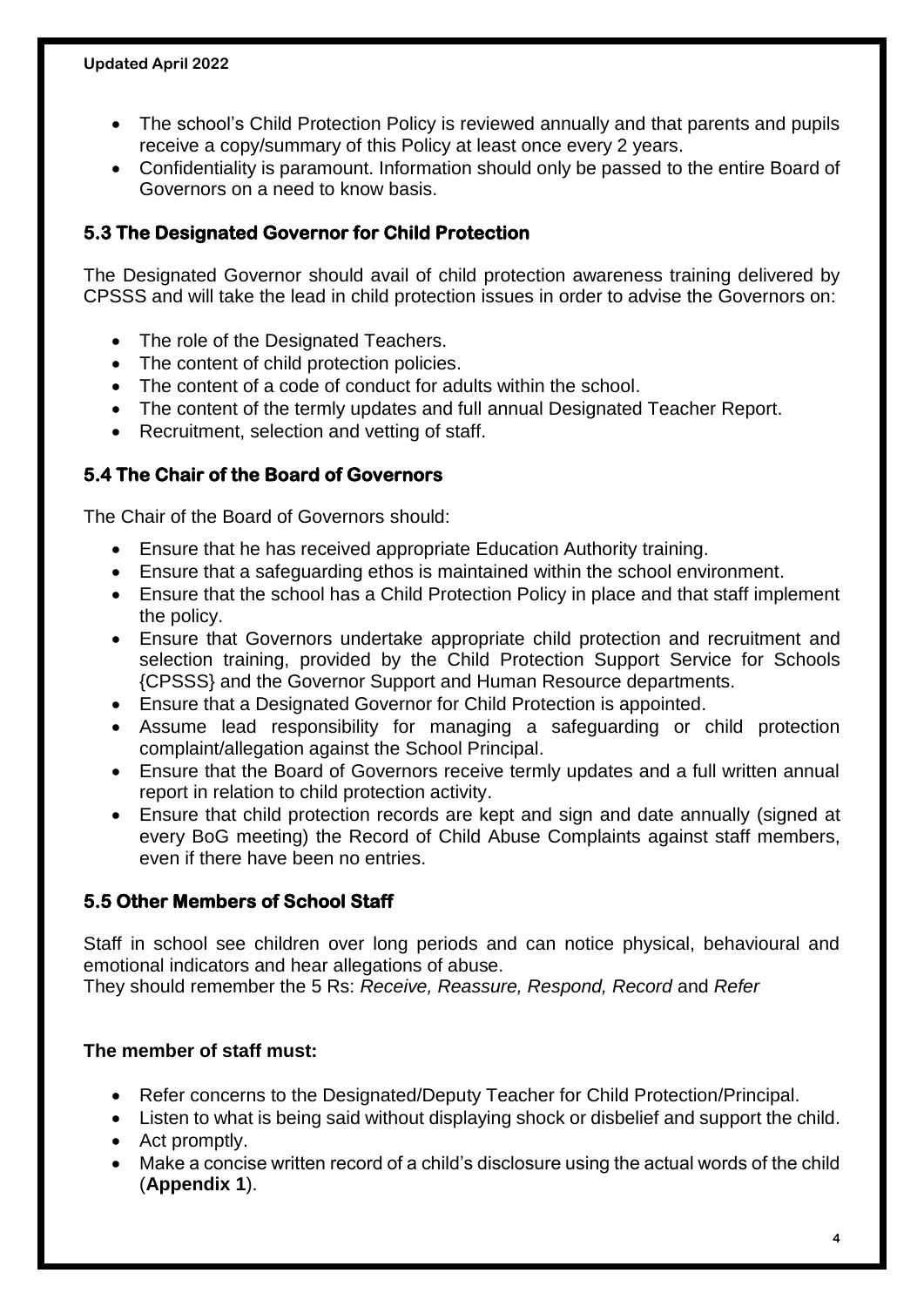- The school's Child Protection Policy is reviewed annually and that parents and pupils receive a copy/summary of this Policy at least once every 2 years.
- Confidentiality is paramount. Information should only be passed to the entire Board of Governors on a need to know basis.

### 5.3 The Designated Governor for Child Protection

The Designated Governor should avail of child protection awareness training delivered by CPSSS and will take the lead in child protection issues in order to advise the Governors on:

- The role of the Designated Teachers.
- The content of child protection policies.
- The content of a code of conduct for adults within the school.
- The content of the termly updates and full annual Designated Teacher Report.
- Recruitment, selection and vetting of staff.

### 5.4 The Chair of the Board of Governors

The Chair of the Board of Governors should:

- Ensure that he has received appropriate Education Authority training.
- Ensure that a safeguarding ethos is maintained within the school environment.
- Ensure that the school has a Child Protection Policy in place and that staff implement the policy.
- Ensure that Governors undertake appropriate child protection and recruitment and selection training, provided by the Child Protection Support Service for Schools {CPSSS} and the Governor Support and Human Resource departments.
- Ensure that a Designated Governor for Child Protection is appointed.
- Assume lead responsibility for managing a safeguarding or child protection complaint/allegation against the School Principal.
- Ensure that the Board of Governors receive termly updates and a full written annual report in relation to child protection activity.
- Ensure that child protection records are kept and sign and date annually (signed at every BoG meeting) the Record of Child Abuse Complaints against staff members, even if there have been no entries.

### 5.5 Other Members of School Staff

Staff in school see children over long periods and can notice physical, behavioural and emotional indicators and hear allegations of abuse.
They should remember the 5 Rs: *Receive, Reassure, Respond, Record* and *Refer*

**The member of staff must:**

- Refer concerns to the Designated/Deputy Teacher for Child Protection/Principal.
- Listen to what is being said without displaying shock or disbelief and support the child.
- Act promptly.
- Make a concise written record of a child's disclosure using the actual words of the child (**Appendix 1**).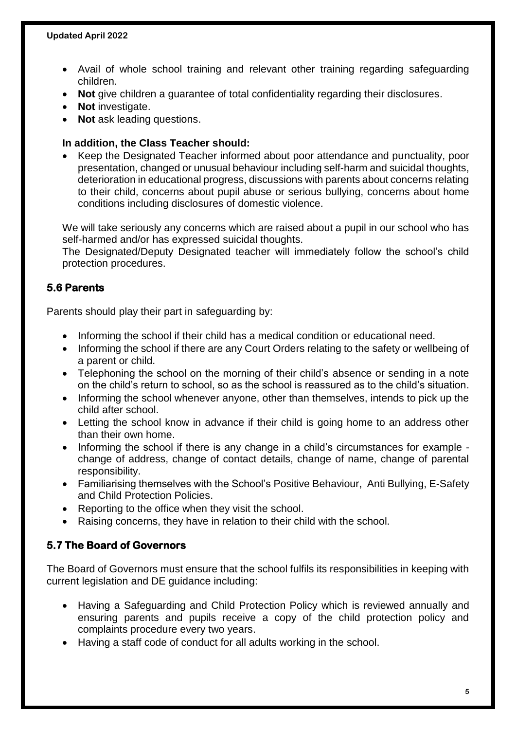- Avail of whole school training and relevant other training regarding safeguarding children.
- **Not** give children a guarantee of total confidentiality regarding their disclosures.
- **Not** investigate.
- **Not** ask leading questions.

**In addition, the Class Teacher should:**

- Keep the Designated Teacher informed about poor attendance and punctuality, poor presentation, changed or unusual behaviour including self-harm and suicidal thoughts, deterioration in educational progress, discussions with parents about concerns relating to their child, concerns about pupil abuse or serious bullying, concerns about home conditions including disclosures of domestic violence.

We will take seriously any concerns which are raised about a pupil in our school who has self-harmed and/or has expressed suicidal thoughts.
The Designated/Deputy Designated teacher will immediately follow the school's child protection procedures.

### 5.6 Parents

Parents should play their part in safeguarding by:

- Informing the school if their child has a medical condition or educational need.
- Informing the school if there are any Court Orders relating to the safety or wellbeing of a parent or child.
- Telephoning the school on the morning of their child's absence or sending in a note on the child's return to school, so as the school is reassured as to the child's situation.
- Informing the school whenever anyone, other than themselves, intends to pick up the child after school.
- Letting the school know in advance if their child is going home to an address other than their own home.
- Informing the school if there is any change in a child's circumstances for example - change of address, change of contact details, change of name, change of parental responsibility.
- Familiarising themselves with the School's Positive Behaviour, Anti Bullying, E-Safety and Child Protection Policies.
- Reporting to the office when they visit the school.
- Raising concerns, they have in relation to their child with the school.

### 5.7 The Board of Governors

The Board of Governors must ensure that the school fulfils its responsibilities in keeping with current legislation and DE guidance including:

- Having a Safeguarding and Child Protection Policy which is reviewed annually and ensuring parents and pupils receive a copy of the child protection policy and complaints procedure every two years.
- Having a staff code of conduct for all adults working in the school.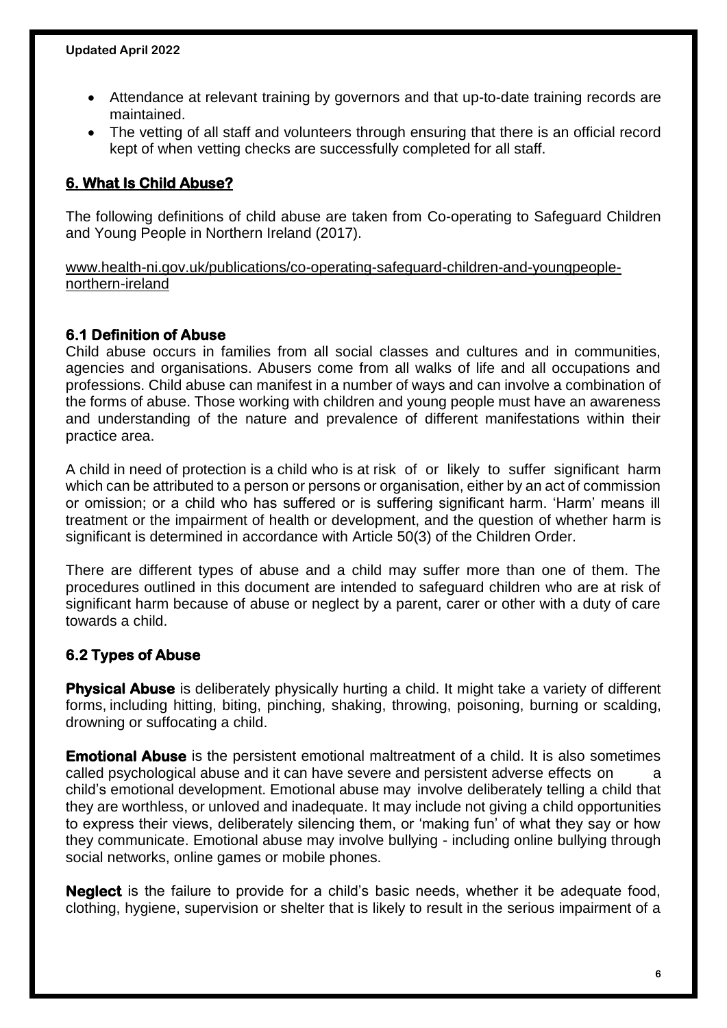- Attendance at relevant training by governors and that up-to-date training records are maintained.
- The vetting of all staff and volunteers through ensuring that there is an official record kept of when vetting checks are successfully completed for all staff.

## 6. What Is Child Abuse?

The following definitions of child abuse are taken from Co-operating to Safeguard Children and Young People in Northern Ireland (2017).

www.health-ni.gov.uk/publications/co-operating-safeguard-children-and-youngpeople-northern-ireland

### 6.1 Definition of Abuse

Child abuse occurs in families from all social classes and cultures and in communities, agencies and organisations. Abusers come from all walks of life and all occupations and professions. Child abuse can manifest in a number of ways and can involve a combination of the forms of abuse. Those working with children and young people must have an awareness and understanding of the nature and prevalence of different manifestations within their practice area.

A child in need of protection is a child who is at risk of or likely to suffer significant harm which can be attributed to a person or persons or organisation, either by an act of commission or omission; or a child who has suffered or is suffering significant harm. 'Harm' means ill treatment or the impairment of health or development, and the question of whether harm is significant is determined in accordance with Article 50(3) of the Children Order.

There are different types of abuse and a child may suffer more than one of them. The procedures outlined in this document are intended to safeguard children who are at risk of significant harm because of abuse or neglect by a parent, carer or other with a duty of care towards a child.

### 6.2 Types of Abuse

**Physical Abuse** is deliberately physically hurting a child. It might take a variety of different forms, including hitting, biting, pinching, shaking, throwing, poisoning, burning or scalding, drowning or suffocating a child.

**Emotional Abuse** is the persistent emotional maltreatment of a child. It is also sometimes called psychological abuse and it can have severe and persistent adverse effects on a child's emotional development. Emotional abuse may involve deliberately telling a child that they are worthless, or unloved and inadequate. It may include not giving a child opportunities to express their views, deliberately silencing them, or 'making fun' of what they say or how they communicate. Emotional abuse may involve bullying - including online bullying through social networks, online games or mobile phones.

**Neglect** is the failure to provide for a child's basic needs, whether it be adequate food, clothing, hygiene, supervision or shelter that is likely to result in the serious impairment of a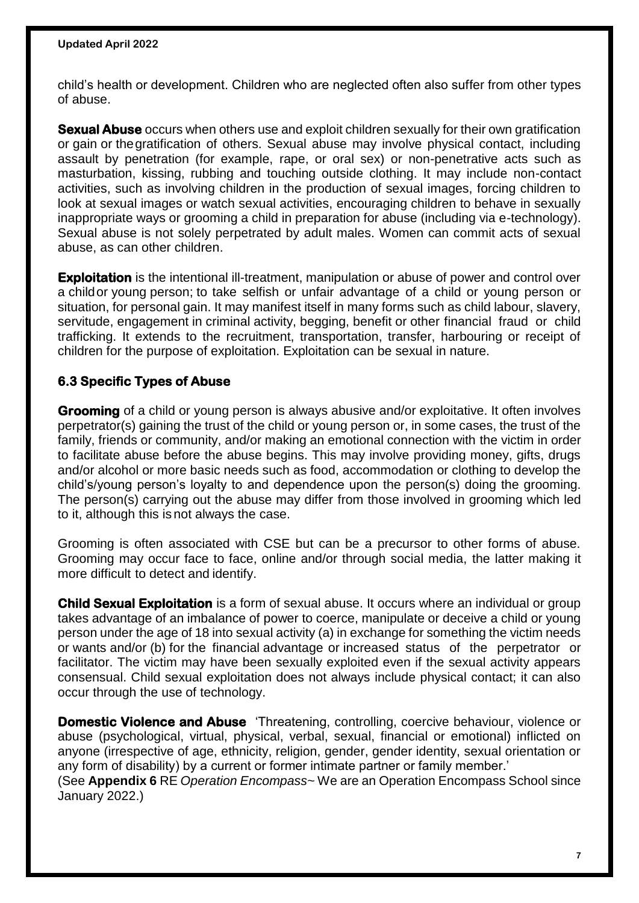child's health or development. Children who are neglected often also suffer from other types of abuse.

**Sexual Abuse** occurs when others use and exploit children sexually for their own gratification or gain or the gratification of others. Sexual abuse may involve physical contact, including assault by penetration (for example, rape, or oral sex) or non-penetrative acts such as masturbation, kissing, rubbing and touching outside clothing. It may include non-contact activities, such as involving children in the production of sexual images, forcing children to look at sexual images or watch sexual activities, encouraging children to behave in sexually inappropriate ways or grooming a child in preparation for abuse (including via e-technology). Sexual abuse is not solely perpetrated by adult males. Women can commit acts of sexual abuse, as can other children.

**Exploitation** is the intentional ill-treatment, manipulation or abuse of power and control over a child or young person; to take selfish or unfair advantage of a child or young person or situation, for personal gain. It may manifest itself in many forms such as child labour, slavery, servitude, engagement in criminal activity, begging, benefit or other financial fraud or child trafficking. It extends to the recruitment, transportation, transfer, harbouring or receipt of children for the purpose of exploitation. Exploitation can be sexual in nature.

### 6.3 Specific Types of Abuse

**Grooming** of a child or young person is always abusive and/or exploitative. It often involves perpetrator(s) gaining the trust of the child or young person or, in some cases, the trust of the family, friends or community, and/or making an emotional connection with the victim in order to facilitate abuse before the abuse begins. This may involve providing money, gifts, drugs and/or alcohol or more basic needs such as food, accommodation or clothing to develop the child's/young person's loyalty to and dependence upon the person(s) doing the grooming. The person(s) carrying out the abuse may differ from those involved in grooming which led to it, although this is not always the case.

Grooming is often associated with CSE but can be a precursor to other forms of abuse. Grooming may occur face to face, online and/or through social media, the latter making it more difficult to detect and identify.

**Child Sexual Exploitation** is a form of sexual abuse. It occurs where an individual or group takes advantage of an imbalance of power to coerce, manipulate or deceive a child or young person under the age of 18 into sexual activity (a) in exchange for something the victim needs or wants and/or (b) for the financial advantage or increased status of the perpetrator or facilitator. The victim may have been sexually exploited even if the sexual activity appears consensual. Child sexual exploitation does not always include physical contact; it can also occur through the use of technology.

**Domestic Violence and Abuse** 'Threatening, controlling, coercive behaviour, violence or abuse (psychological, virtual, physical, verbal, sexual, financial or emotional) inflicted on anyone (irrespective of age, ethnicity, religion, gender, gender identity, sexual orientation or any form of disability) by a current or former intimate partner or family member.'
(See **Appendix 6** RE *Operation Encompass*~ We are an Operation Encompass School since January 2022.)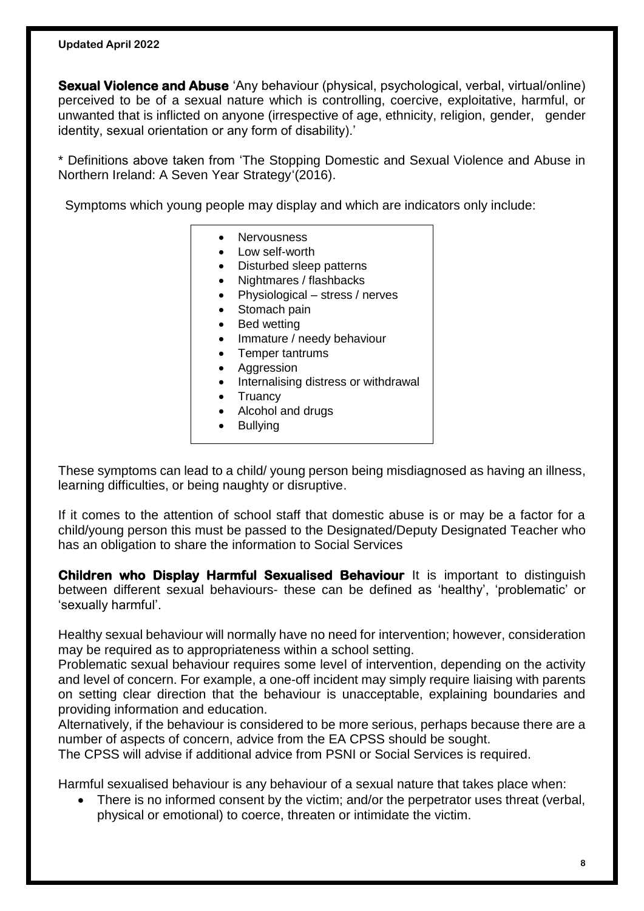**Sexual Violence and Abuse** 'Any behaviour (physical, psychological, verbal, virtual/online) perceived to be of a sexual nature which is controlling, coercive, exploitative, harmful, or unwanted that is inflicted on anyone (irrespective of age, ethnicity, religion, gender, gender identity, sexual orientation or any form of disability).'

* Definitions above taken from 'The Stopping Domestic and Sexual Violence and Abuse in Northern Ireland: A Seven Year Strategy'(2016).

Symptoms which young people may display and which are indicators only include:

- Nervousness
- Low self-worth
- Disturbed sleep patterns
- Nightmares / flashbacks
- Physiological – stress / nerves
- Stomach pain
- Bed wetting
- Immature / needy behaviour
- Temper tantrums
- Aggression
- Internalising distress or withdrawal
- Truancy
- Alcohol and drugs
- Bullying

These symptoms can lead to a child/ young person being misdiagnosed as having an illness, learning difficulties, or being naughty or disruptive.

If it comes to the attention of school staff that domestic abuse is or may be a factor for a child/young person this must be passed to the Designated/Deputy Designated Teacher who has an obligation to share the information to Social Services

**Children who Display Harmful Sexualised Behaviour** It is important to distinguish between different sexual behaviours- these can be defined as 'healthy', 'problematic' or 'sexually harmful'.

Healthy sexual behaviour will normally have no need for intervention; however, consideration may be required as to appropriateness within a school setting.

Problematic sexual behaviour requires some level of intervention, depending on the activity and level of concern. For example, a one-off incident may simply require liaising with parents on setting clear direction that the behaviour is unacceptable, explaining boundaries and providing information and education.

Alternatively, if the behaviour is considered to be more serious, perhaps because there are a number of aspects of concern, advice from the EA CPSS should be sought.

The CPSS will advise if additional advice from PSNI or Social Services is required.

Harmful sexualised behaviour is any behaviour of a sexual nature that takes place when:

- There is no informed consent by the victim; and/or the perpetrator uses threat (verbal, physical or emotional) to coerce, threaten or intimidate the victim.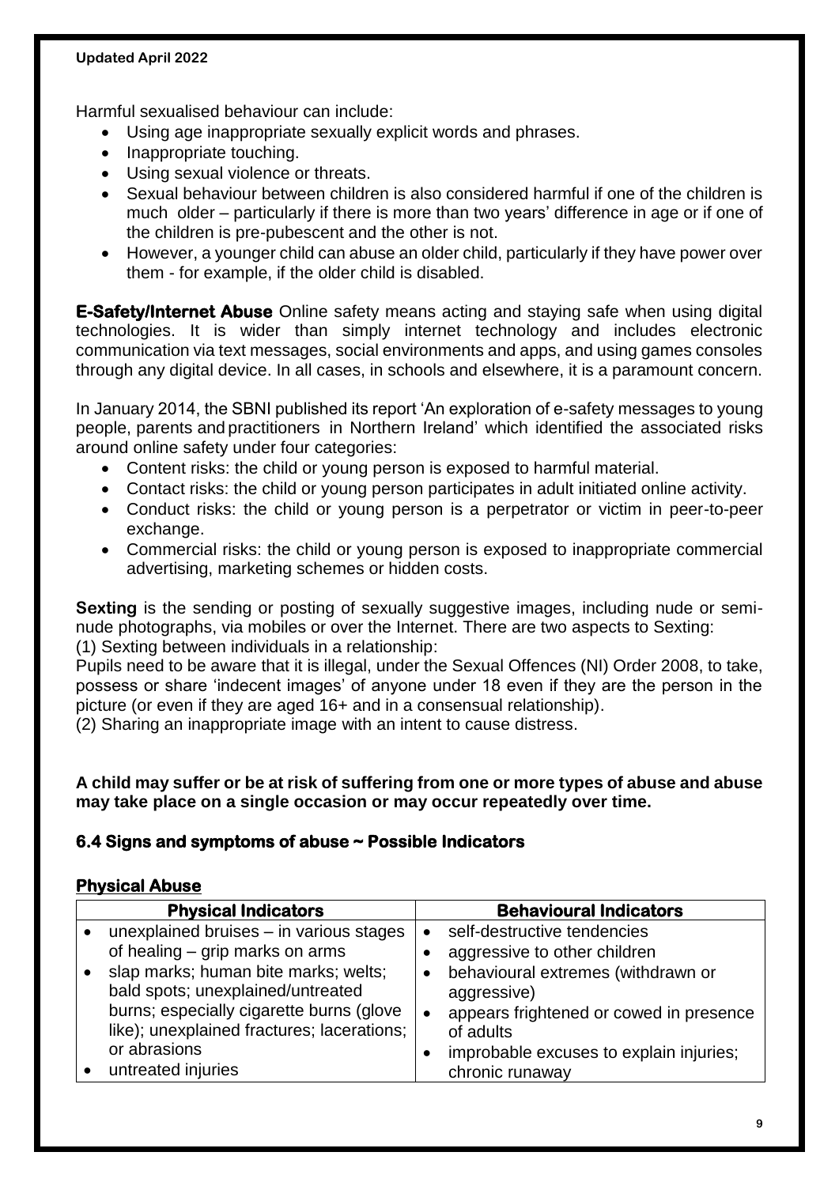Harmful sexualised behaviour can include:

- Using age inappropriate sexually explicit words and phrases.
- Inappropriate touching.
- Using sexual violence or threats.
- Sexual behaviour between children is also considered harmful if one of the children is much older – particularly if there is more than two years' difference in age or if one of the children is pre-pubescent and the other is not.
- However, a younger child can abuse an older child, particularly if they have power over them - for example, if the older child is disabled.

**E-Safety/Internet Abuse** Online safety means acting and staying safe when using digital technologies. It is wider than simply internet technology and includes electronic communication via text messages, social environments and apps, and using games consoles through any digital device. In all cases, in schools and elsewhere, it is a paramount concern.

In January 2014, the SBNI published its report 'An exploration of e-safety messages to young people, parents and practitioners in Northern Ireland' which identified the associated risks around online safety under four categories:

- Content risks: the child or young person is exposed to harmful material.
- Contact risks: the child or young person participates in adult initiated online activity.
- Conduct risks: the child or young person is a perpetrator or victim in peer-to-peer exchange.
- Commercial risks: the child or young person is exposed to inappropriate commercial advertising, marketing schemes or hidden costs.

**Sexting** is the sending or posting of sexually suggestive images, including nude or semi-nude photographs, via mobiles or over the Internet. There are two aspects to Sexting:
(1) Sexting between individuals in a relationship:
Pupils need to be aware that it is illegal, under the Sexual Offences (NI) Order 2008, to take, possess or share 'indecent images' of anyone under 18 even if they are the person in the picture (or even if they are aged 16+ and in a consensual relationship).
(2) Sharing an inappropriate image with an intent to cause distress.

**A child may suffer or be at risk of suffering from one or more types of abuse and abuse may take place on a single occasion or may occur repeatedly over time.**

### 6.4 Signs and symptoms of abuse ~ Possible Indicators

**Physical Abuse**

| Physical Indicators | Behavioural Indicators |
|---|---|
| • unexplained bruises – in various stages of healing – grip marks on arms<br>• slap marks; human bite marks; welts; bald spots; unexplained/untreated burns; especially cigarette burns (glove like); unexplained fractures; lacerations; or abrasions<br>• untreated injuries | • self-destructive tendencies<br>• aggressive to other children<br>• behavioural extremes (withdrawn or aggressive)<br>• appears frightened or cowed in presence of adults<br>• improbable excuses to explain injuries; chronic runaway |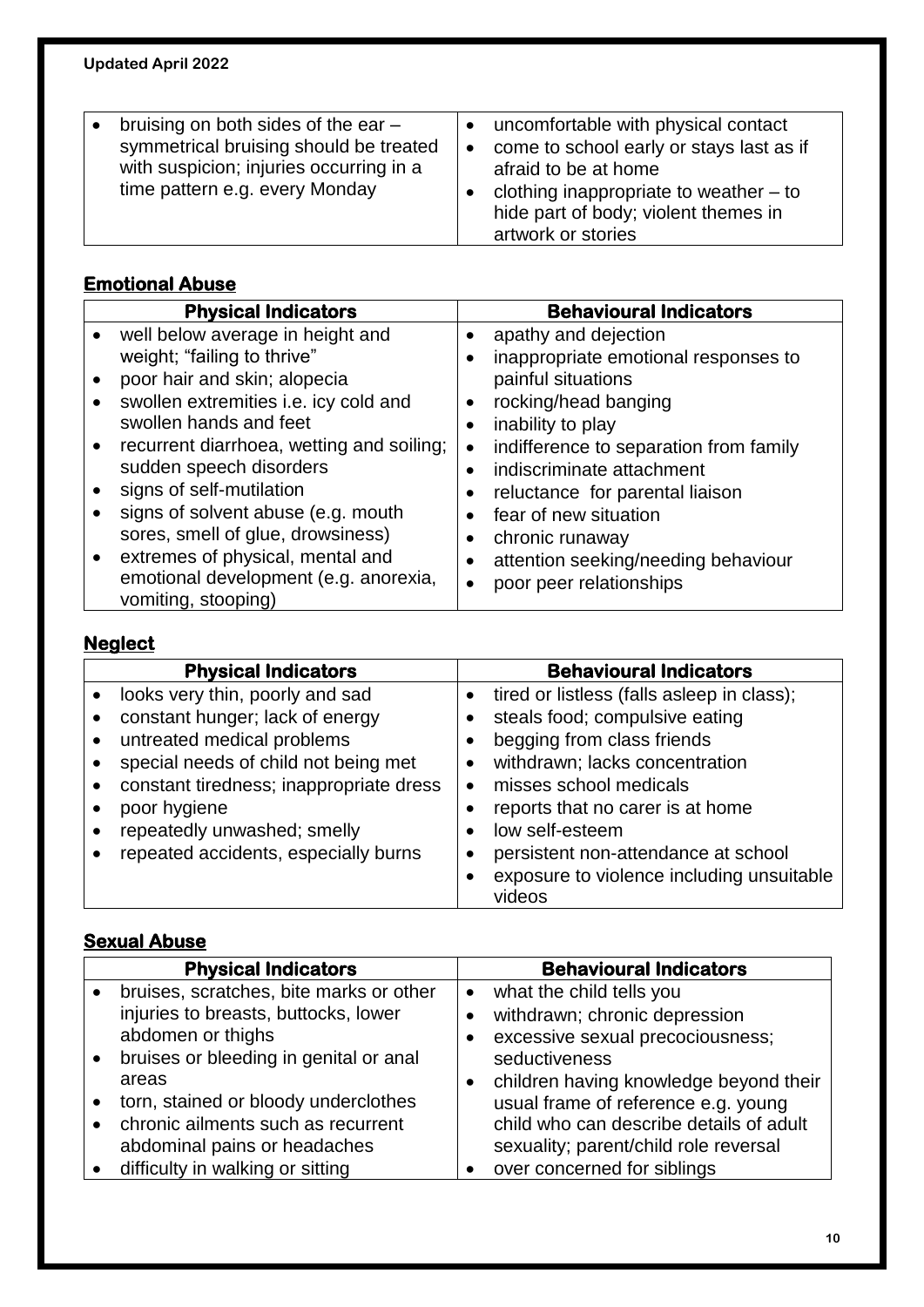| | |
|---|---|
| • bruising on both sides of the ear – symmetrical bruising should be treated with suspicion; injuries occurring in a time pattern e.g. every Monday | • uncomfortable with physical contact<br>• come to school early or stays last as if afraid to be at home<br>• clothing inappropriate to weather – to hide part of body; violent themes in artwork or stories |

## Emotional Abuse

| Physical Indicators | Behavioural Indicators |
|---|---|
| • well below average in height and weight; "failing to thrive"<br>• poor hair and skin; alopecia<br>• swollen extremities i.e. icy cold and swollen hands and feet<br>• recurrent diarrhoea, wetting and soiling; sudden speech disorders<br>• signs of self-mutilation<br>• signs of solvent abuse (e.g. mouth sores, smell of glue, drowsiness)<br>• extremes of physical, mental and emotional development (e.g. anorexia, vomiting, stooping) | • apathy and dejection<br>• inappropriate emotional responses to painful situations<br>• rocking/head banging<br>• inability to play<br>• indifference to separation from family<br>• indiscriminate attachment<br>• reluctance for parental liaison<br>• fear of new situation<br>• chronic runaway<br>• attention seeking/needing behaviour<br>• poor peer relationships |

## Neglect

| Physical Indicators | Behavioural Indicators |
|---|---|
| • looks very thin, poorly and sad<br>• constant hunger; lack of energy<br>• untreated medical problems<br>• special needs of child not being met<br>• constant tiredness; inappropriate dress<br>• poor hygiene<br>• repeatedly unwashed; smelly<br>• repeated accidents, especially burns | • tired or listless (falls asleep in class);<br>• steals food; compulsive eating<br>• begging from class friends<br>• withdrawn; lacks concentration<br>• misses school medicals<br>• reports that no carer is at home<br>• low self-esteem<br>• persistent non-attendance at school<br>• exposure to violence including unsuitable videos |

## Sexual Abuse

| Physical Indicators | Behavioural Indicators |
|---|---|
| • bruises, scratches, bite marks or other injuries to breasts, buttocks, lower abdomen or thighs<br>• bruises or bleeding in genital or anal areas<br>• torn, stained or bloody underclothes<br>• chronic ailments such as recurrent abdominal pains or headaches<br>• difficulty in walking or sitting | • what the child tells you<br>• withdrawn; chronic depression<br>• excessive sexual precociousness; seductiveness<br>• children having knowledge beyond their usual frame of reference e.g. young child who can describe details of adult sexuality; parent/child role reversal<br>• over concerned for siblings |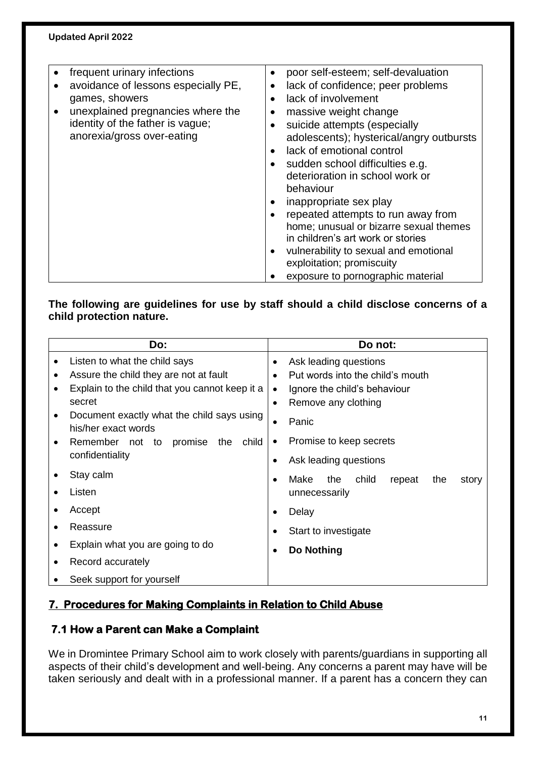| | |
|---|---|
| • frequent urinary infections<br>• avoidance of lessons especially PE, games, showers<br>• unexplained pregnancies where the identity of the father is vague; anorexia/gross over-eating | • poor self-esteem; self-devaluation<br>• lack of confidence; peer problems<br>• lack of involvement<br>• massive weight change<br>• suicide attempts (especially adolescents); hysterical/angry outbursts<br>• lack of emotional control<br>• sudden school difficulties e.g. deterioration in school work or behaviour<br>• inappropriate sex play<br>• repeated attempts to run away from home; unusual or bizarre sexual themes in children's art work or stories<br>• vulnerability to sexual and emotional exploitation; promiscuity<br>• exposure to pornographic material |

**The following are guidelines for use by staff should a child disclose concerns of a child protection nature.**

| Do: | Do not: |
|---|---|
| • Listen to what the child says<br>• Assure the child they are not at fault<br>• Explain to the child that you cannot keep it a secret<br>• Document exactly what the child says using his/her exact words<br>• Remember not to promise the child confidentiality<br>• Stay calm<br>• Listen<br>• Accept<br>• Reassure<br>• Explain what you are going to do<br>• Record accurately<br>• Seek support for yourself | • Ask leading questions<br>• Put words into the child's mouth<br>• Ignore the child's behaviour<br>• Remove any clothing<br>• Panic<br>• Promise to keep secrets<br>• Ask leading questions<br>• Make the child repeat the story unnecessarily<br>• Delay<br>• Start to investigate<br>• **Do Nothing** |

## 7. Procedures for Making Complaints in Relation to Child Abuse

### 7.1 How a Parent can Make a Complaint

We in Dromintee Primary School aim to work closely with parents/guardians in supporting all aspects of their child's development and well-being. Any concerns a parent may have will be taken seriously and dealt with in a professional manner. If a parent has a concern they can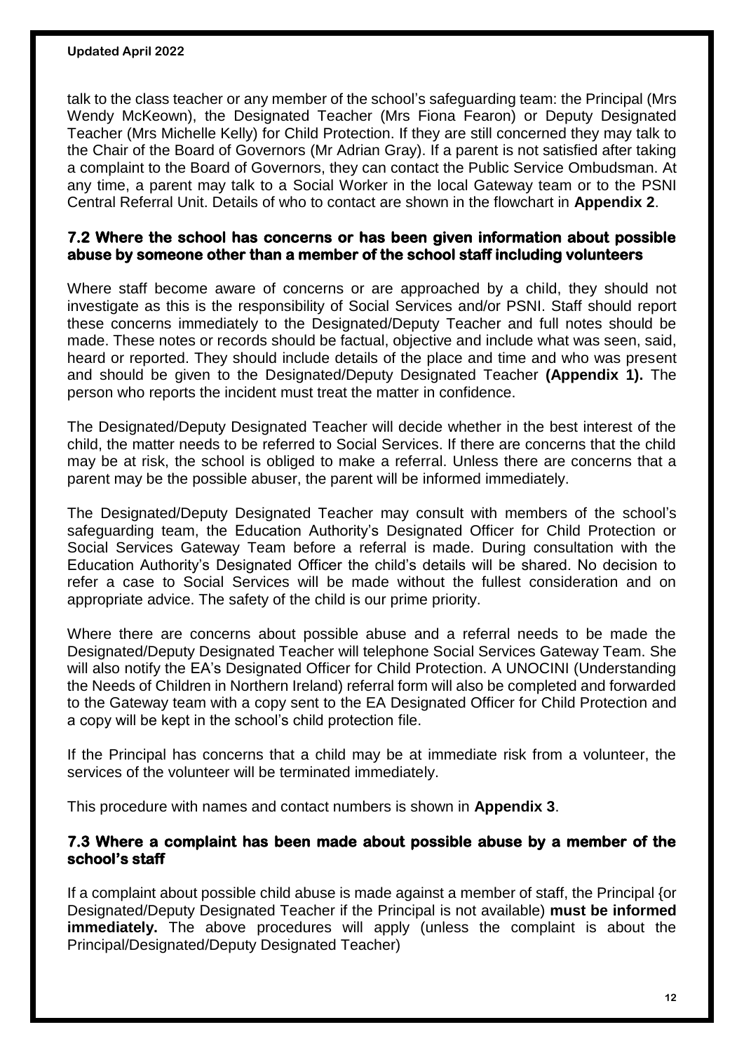talk to the class teacher or any member of the school's safeguarding team: the Principal (Mrs Wendy McKeown), the Designated Teacher (Mrs Fiona Fearon) or Deputy Designated Teacher (Mrs Michelle Kelly) for Child Protection. If they are still concerned they may talk to the Chair of the Board of Governors (Mr Adrian Gray). If a parent is not satisfied after taking a complaint to the Board of Governors, they can contact the Public Service Ombudsman. At any time, a parent may talk to a Social Worker in the local Gateway team or to the PSNI Central Referral Unit. Details of who to contact are shown in the flowchart in **Appendix 2**.

### 7.2 Where the school has concerns or has been given information about possible abuse by someone other than a member of the school staff including volunteers

Where staff become aware of concerns or are approached by a child, they should not investigate as this is the responsibility of Social Services and/or PSNI. Staff should report these concerns immediately to the Designated/Deputy Teacher and full notes should be made. These notes or records should be factual, objective and include what was seen, said, heard or reported. They should include details of the place and time and who was present and should be given to the Designated/Deputy Designated Teacher **(Appendix 1).** The person who reports the incident must treat the matter in confidence.

The Designated/Deputy Designated Teacher will decide whether in the best interest of the child, the matter needs to be referred to Social Services. If there are concerns that the child may be at risk, the school is obliged to make a referral. Unless there are concerns that a parent may be the possible abuser, the parent will be informed immediately.

The Designated/Deputy Designated Teacher may consult with members of the school's safeguarding team, the Education Authority's Designated Officer for Child Protection or Social Services Gateway Team before a referral is made. During consultation with the Education Authority's Designated Officer the child's details will be shared. No decision to refer a case to Social Services will be made without the fullest consideration and on appropriate advice. The safety of the child is our prime priority.

Where there are concerns about possible abuse and a referral needs to be made the Designated/Deputy Designated Teacher will telephone Social Services Gateway Team. She will also notify the EA's Designated Officer for Child Protection. A UNOCINI (Understanding the Needs of Children in Northern Ireland) referral form will also be completed and forwarded to the Gateway team with a copy sent to the EA Designated Officer for Child Protection and a copy will be kept in the school's child protection file.

If the Principal has concerns that a child may be at immediate risk from a volunteer, the services of the volunteer will be terminated immediately.

This procedure with names and contact numbers is shown in **Appendix 3**.

### 7.3 Where a complaint has been made about possible abuse by a member of the school's staff

If a complaint about possible child abuse is made against a member of staff, the Principal {or Designated/Deputy Designated Teacher if the Principal is not available) **must be informed immediately.** The above procedures will apply (unless the complaint is about the Principal/Designated/Deputy Designated Teacher)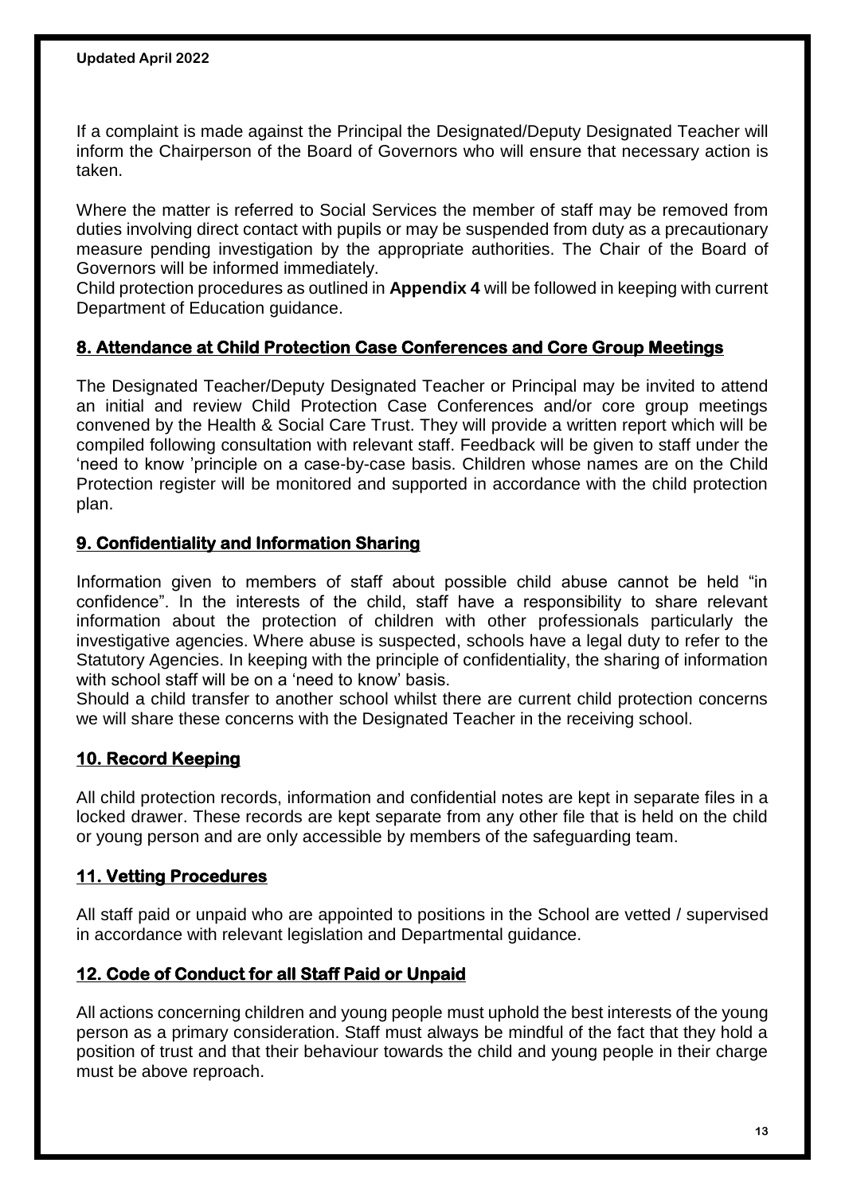If a complaint is made against the Principal the Designated/Deputy Designated Teacher will inform the Chairperson of the Board of Governors who will ensure that necessary action is taken.

Where the matter is referred to Social Services the member of staff may be removed from duties involving direct contact with pupils or may be suspended from duty as a precautionary measure pending investigation by the appropriate authorities. The Chair of the Board of Governors will be informed immediately.
Child protection procedures as outlined in **Appendix 4** will be followed in keeping with current Department of Education guidance.

## 8. Attendance at Child Protection Case Conferences and Core Group Meetings

The Designated Teacher/Deputy Designated Teacher or Principal may be invited to attend an initial and review Child Protection Case Conferences and/or core group meetings convened by the Health & Social Care Trust. They will provide a written report which will be compiled following consultation with relevant staff. Feedback will be given to staff under the 'need to know 'principle on a case-by-case basis. Children whose names are on the Child Protection register will be monitored and supported in accordance with the child protection plan.

## 9. Confidentiality and Information Sharing

Information given to members of staff about possible child abuse cannot be held "in confidence". In the interests of the child, staff have a responsibility to share relevant information about the protection of children with other professionals particularly the investigative agencies. Where abuse is suspected, schools have a legal duty to refer to the Statutory Agencies. In keeping with the principle of confidentiality, the sharing of information with school staff will be on a 'need to know' basis.
Should a child transfer to another school whilst there are current child protection concerns we will share these concerns with the Designated Teacher in the receiving school.

## 10. Record Keeping

All child protection records, information and confidential notes are kept in separate files in a locked drawer. These records are kept separate from any other file that is held on the child or young person and are only accessible by members of the safeguarding team.

## 11. Vetting Procedures

All staff paid or unpaid who are appointed to positions in the School are vetted / supervised in accordance with relevant legislation and Departmental guidance.

## 12. Code of Conduct for all Staff Paid or Unpaid

All actions concerning children and young people must uphold the best interests of the young person as a primary consideration. Staff must always be mindful of the fact that they hold a position of trust and that their behaviour towards the child and young people in their charge must be above reproach.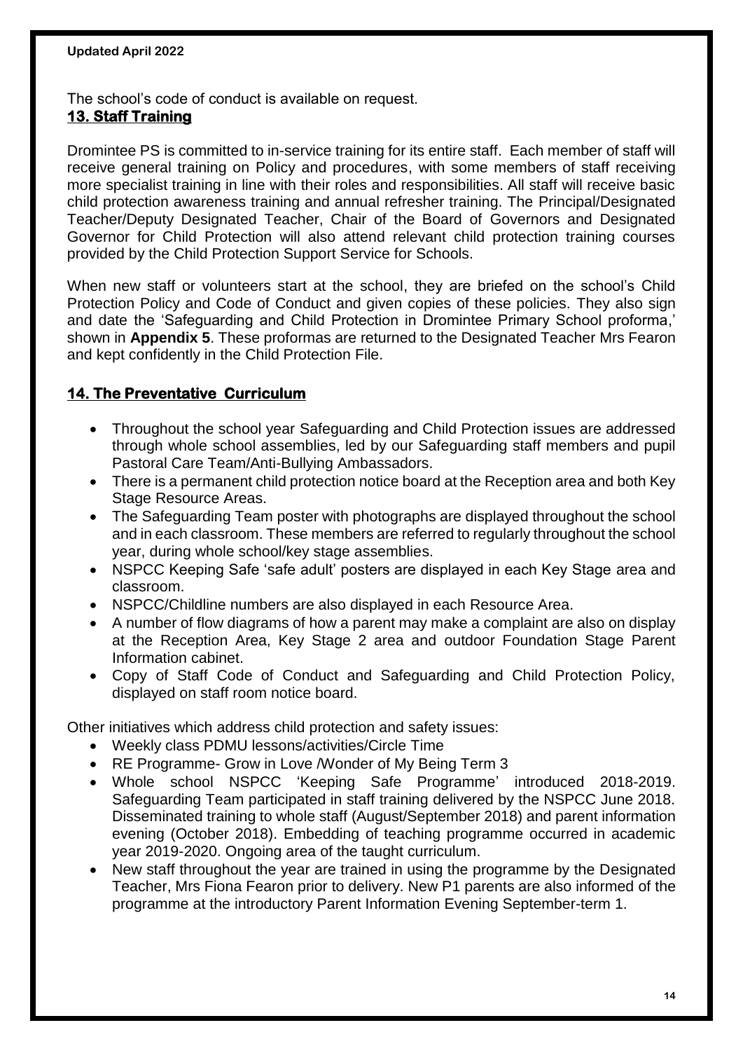The school's code of conduct is available on request.

## 13. Staff Training

Dromintee PS is committed to in-service training for its entire staff. Each member of staff will receive general training on Policy and procedures, with some members of staff receiving more specialist training in line with their roles and responsibilities. All staff will receive basic child protection awareness training and annual refresher training. The Principal/Designated Teacher/Deputy Designated Teacher, Chair of the Board of Governors and Designated Governor for Child Protection will also attend relevant child protection training courses provided by the Child Protection Support Service for Schools.

When new staff or volunteers start at the school, they are briefed on the school's Child Protection Policy and Code of Conduct and given copies of these policies. They also sign and date the 'Safeguarding and Child Protection in Dromintee Primary School proforma,' shown in **Appendix 5**. These proformas are returned to the Designated Teacher Mrs Fearon and kept confidently in the Child Protection File.

## 14. The Preventative Curriculum

- Throughout the school year Safeguarding and Child Protection issues are addressed through whole school assemblies, led by our Safeguarding staff members and pupil Pastoral Care Team/Anti-Bullying Ambassadors.
- There is a permanent child protection notice board at the Reception area and both Key Stage Resource Areas.
- The Safeguarding Team poster with photographs are displayed throughout the school and in each classroom. These members are referred to regularly throughout the school year, during whole school/key stage assemblies.
- NSPCC Keeping Safe 'safe adult' posters are displayed in each Key Stage area and classroom.
- NSPCC/Childline numbers are also displayed in each Resource Area.
- A number of flow diagrams of how a parent may make a complaint are also on display at the Reception Area, Key Stage 2 area and outdoor Foundation Stage Parent Information cabinet.
- Copy of Staff Code of Conduct and Safeguarding and Child Protection Policy, displayed on staff room notice board.

Other initiatives which address child protection and safety issues:

- Weekly class PDMU lessons/activities/Circle Time
- RE Programme- Grow in Love /Wonder of My Being Term 3
- Whole school NSPCC 'Keeping Safe Programme' introduced 2018-2019. Safeguarding Team participated in staff training delivered by the NSPCC June 2018. Disseminated training to whole staff (August/September 2018) and parent information evening (October 2018). Embedding of teaching programme occurred in academic year 2019-2020. Ongoing area of the taught curriculum.
- New staff throughout the year are trained in using the programme by the Designated Teacher, Mrs Fiona Fearon prior to delivery. New P1 parents are also informed of the programme at the introductory Parent Information Evening September-term 1.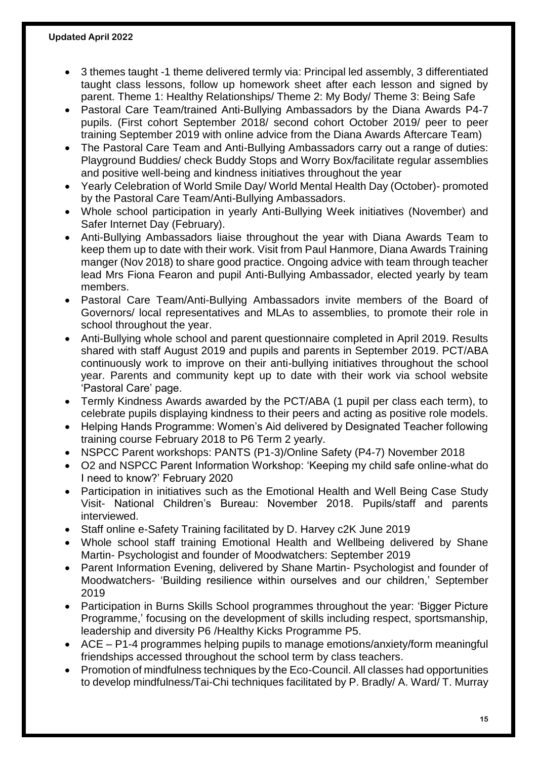- 3 themes taught -1 theme delivered termly via: Principal led assembly, 3 differentiated taught class lessons, follow up homework sheet after each lesson and signed by parent. Theme 1: Healthy Relationships/ Theme 2: My Body/ Theme 3: Being Safe
- Pastoral Care Team/trained Anti-Bullying Ambassadors by the Diana Awards P4-7 pupils. (First cohort September 2018/ second cohort October 2019/ peer to peer training September 2019 with online advice from the Diana Awards Aftercare Team)
- The Pastoral Care Team and Anti-Bullying Ambassadors carry out a range of duties: Playground Buddies/ check Buddy Stops and Worry Box/facilitate regular assemblies and positive well-being and kindness initiatives throughout the year
- Yearly Celebration of World Smile Day/ World Mental Health Day (October)- promoted by the Pastoral Care Team/Anti-Bullying Ambassadors.
- Whole school participation in yearly Anti-Bullying Week initiatives (November) and Safer Internet Day (February).
- Anti-Bullying Ambassadors liaise throughout the year with Diana Awards Team to keep them up to date with their work. Visit from Paul Hanmore, Diana Awards Training manger (Nov 2018) to share good practice. Ongoing advice with team through teacher lead Mrs Fiona Fearon and pupil Anti-Bullying Ambassador, elected yearly by team members.
- Pastoral Care Team/Anti-Bullying Ambassadors invite members of the Board of Governors/ local representatives and MLAs to assemblies, to promote their role in school throughout the year.
- Anti-Bullying whole school and parent questionnaire completed in April 2019. Results shared with staff August 2019 and pupils and parents in September 2019. PCT/ABA continuously work to improve on their anti-bullying initiatives throughout the school year. Parents and community kept up to date with their work via school website 'Pastoral Care' page.
- Termly Kindness Awards awarded by the PCT/ABA (1 pupil per class each term), to celebrate pupils displaying kindness to their peers and acting as positive role models.
- Helping Hands Programme: Women's Aid delivered by Designated Teacher following training course February 2018 to P6 Term 2 yearly.
- NSPCC Parent workshops: PANTS (P1-3)/Online Safety (P4-7) November 2018
- O2 and NSPCC Parent Information Workshop: 'Keeping my child safe online-what do I need to know?' February 2020
- Participation in initiatives such as the Emotional Health and Well Being Case Study Visit- National Children's Bureau: November 2018. Pupils/staff and parents interviewed.
- Staff online e-Safety Training facilitated by D. Harvey c2K June 2019
- Whole school staff training Emotional Health and Wellbeing delivered by Shane Martin- Psychologist and founder of Moodwatchers: September 2019
- Parent Information Evening, delivered by Shane Martin- Psychologist and founder of Moodwatchers- 'Building resilience within ourselves and our children,' September 2019
- Participation in Burns Skills School programmes throughout the year: 'Bigger Picture Programme,' focusing on the development of skills including respect, sportsmanship, leadership and diversity P6 /Healthy Kicks Programme P5.
- ACE – P1-4 programmes helping pupils to manage emotions/anxiety/form meaningful friendships accessed throughout the school term by class teachers.
- Promotion of mindfulness techniques by the Eco-Council. All classes had opportunities to develop mindfulness/Tai-Chi techniques facilitated by P. Bradly/ A. Ward/ T. Murray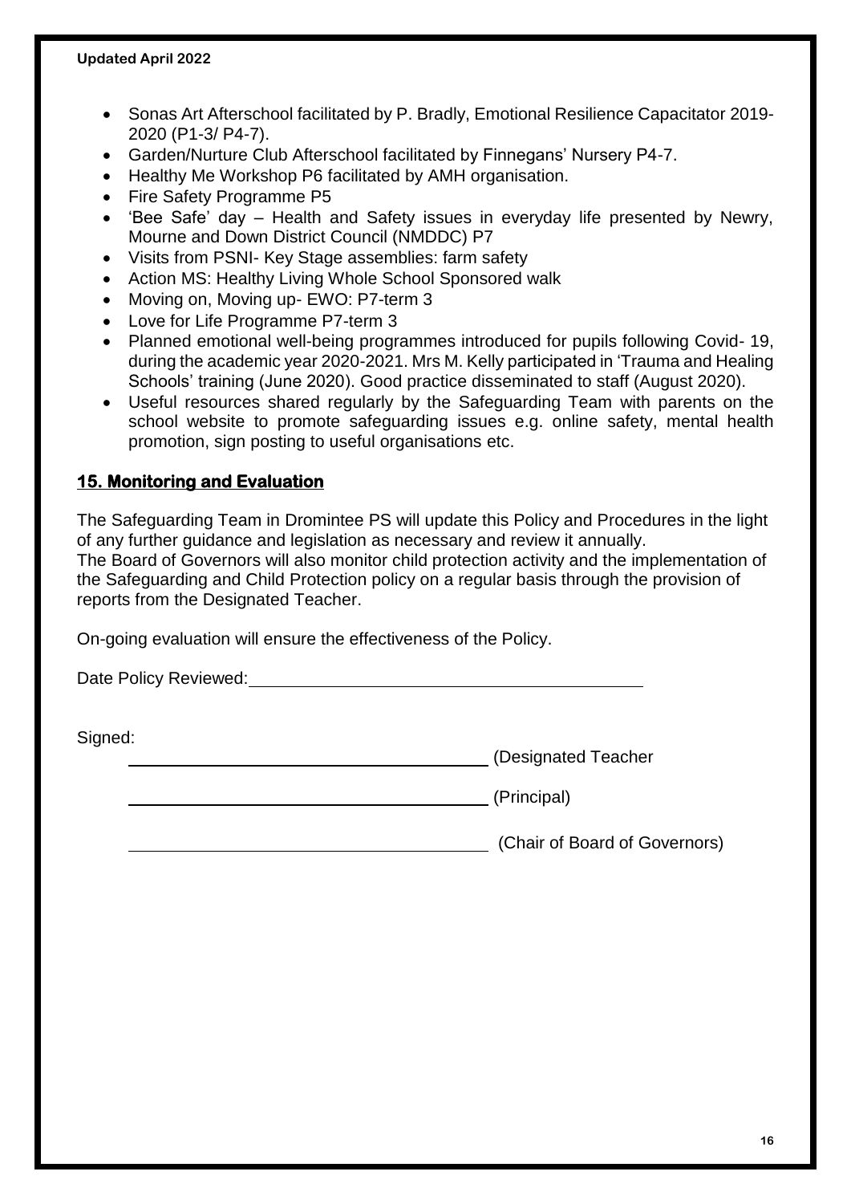- Sonas Art Afterschool facilitated by P. Bradly, Emotional Resilience Capacitator 2019-2020 (P1-3/ P4-7).
- Garden/Nurture Club Afterschool facilitated by Finnegans' Nursery P4-7.
- Healthy Me Workshop P6 facilitated by AMH organisation.
- Fire Safety Programme P5
- 'Bee Safe' day – Health and Safety issues in everyday life presented by Newry, Mourne and Down District Council (NMDDC) P7
- Visits from PSNI- Key Stage assemblies: farm safety
- Action MS: Healthy Living Whole School Sponsored walk
- Moving on, Moving up- EWO: P7-term 3
- Love for Life Programme P7-term 3
- Planned emotional well-being programmes introduced for pupils following Covid- 19, during the academic year 2020-2021. Mrs M. Kelly participated in 'Trauma and Healing Schools' training (June 2020). Good practice disseminated to staff (August 2020).
- Useful resources shared regularly by the Safeguarding Team with parents on the school website to promote safeguarding issues e.g. online safety, mental health promotion, sign posting to useful organisations etc.

## 15. Monitoring and Evaluation

The Safeguarding Team in Dromintee PS will update this Policy and Procedures in the light of any further guidance and legislation as necessary and review it annually.
The Board of Governors will also monitor child protection activity and the implementation of the Safeguarding and Child Protection policy on a regular basis through the provision of reports from the Designated Teacher.

On-going evaluation will ensure the effectiveness of the Policy.

Date Policy Reviewed: ______________________________

Signed:

______________________________ (Designated Teacher

______________________________ (Principal)

______________________________ (Chair of Board of Governors)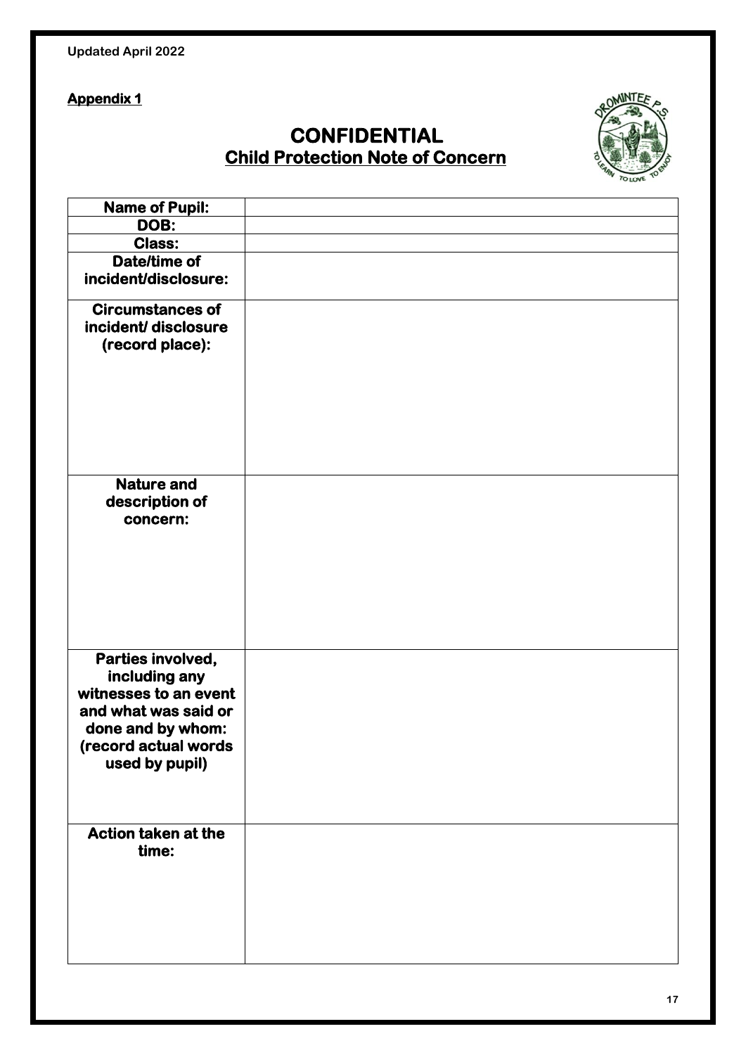Updated April 2022

**Appendix 1**

# CONFIDENTIAL
## Child Protection Note of Concern

| **Name of Pupil:** | |
|---|---|
| **DOB:** | |
| **Class:** | |
| **Date/time of incident/disclosure:** | |
| **Circumstances of incident/ disclosure (record place):** | |
| **Nature and description of concern:** | |
| **Parties involved, including any witnesses to an event and what was said or done and by whom: (record actual words used by pupil)** | |
| **Action taken at the time:** | |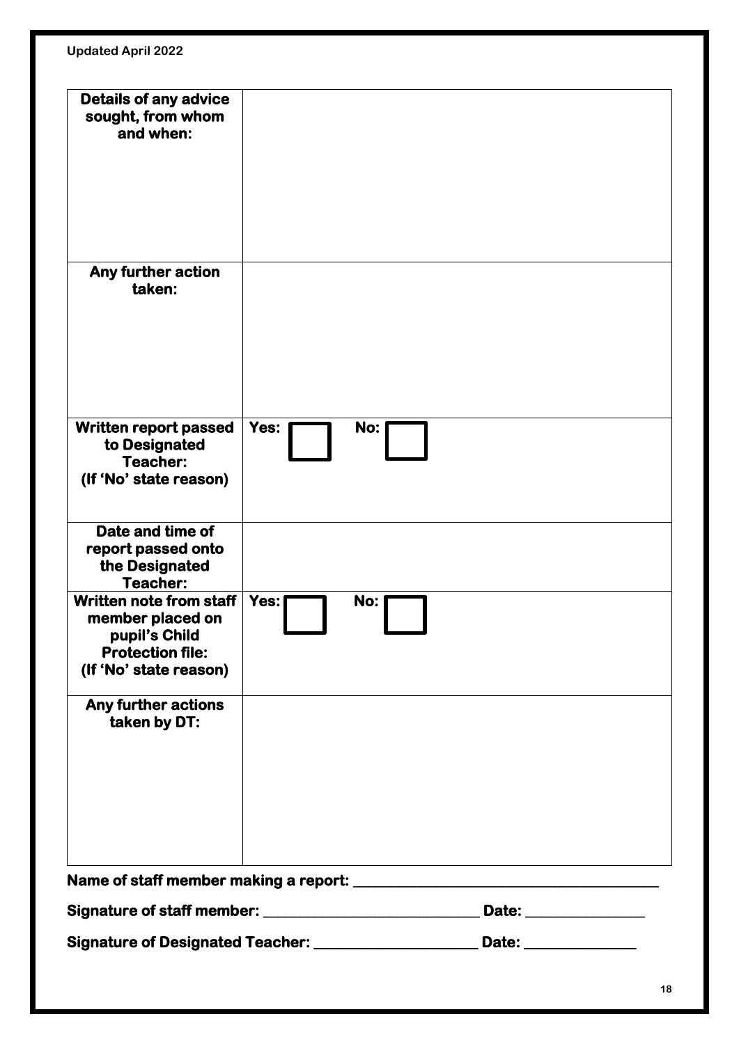| **Details of any advice sought, from whom and when:** | |
|---|---|
| **Any further action taken:** | |
| **Written report passed to Designated Teacher: (If 'No' state reason)** | **Yes:** ☐ **No:** ☐ |
| **Date and time of report passed onto the Designated Teacher:** | |
| **Written note from staff member placed on pupil's Child Protection file: (If 'No' state reason)** | **Yes:** ☐ **No:** ☐ |
| **Any further actions taken by DT:** | |

**Name of staff member making a report: \_\_\_\_\_\_\_\_\_\_\_\_\_\_\_\_\_\_\_\_\_\_\_\_\_\_\_\_\_\_\_\_\_\_\_\_\_\_\_\_**

**Signature of staff member: \_\_\_\_\_\_\_\_\_\_\_\_\_\_\_\_\_\_\_\_\_\_\_\_\_\_\_\_\_ Date: \_\_\_\_\_\_\_\_\_\_\_\_\_\_\_\_**

**Signature of Designated Teacher: \_\_\_\_\_\_\_\_\_\_\_\_\_\_\_\_\_\_\_\_\_\_\_ Date: \_\_\_\_\_\_\_\_\_\_\_\_\_\_\_**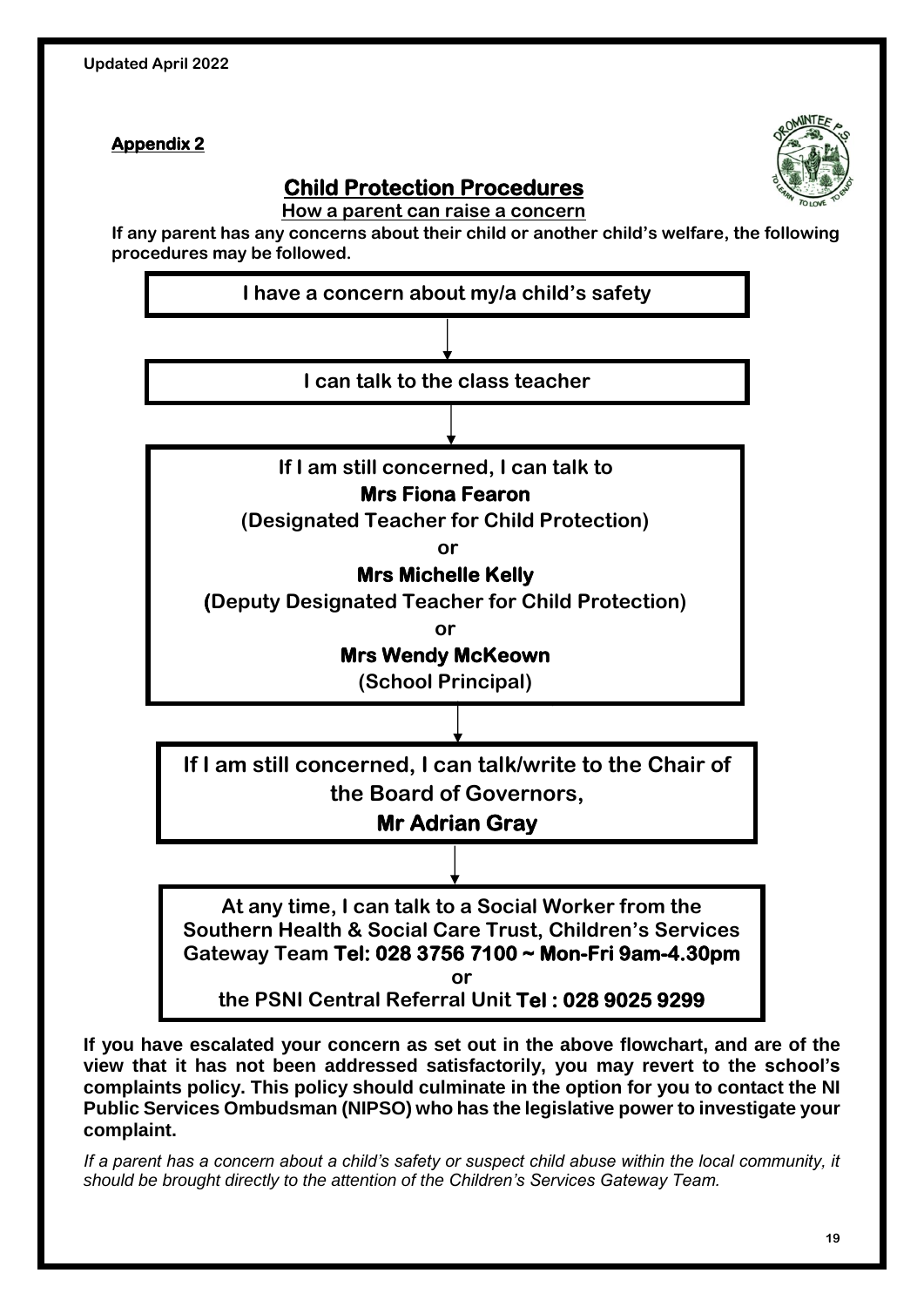Updated April 2022

**Appendix 2**

## Child Protection Procedures

**How a parent can raise a concern**

**If any parent has any concerns about their child or another child's welfare, the following procedures may be followed.**

**I have a concern about my/a child's safety**

↓

**I can talk to the class teacher**

↓

**If I am still concerned, I can talk to**
**Mrs Fiona Fearon**
**(Designated Teacher for Child Protection)**
**or**
**Mrs Michelle Kelly**
**(Deputy Designated Teacher for Child Protection)**
**or**
**Mrs Wendy McKeown**
**(School Principal)**

↓

**If I am still concerned, I can talk/write to the Chair of the Board of Governors,**
**Mr Adrian Gray**

↓

**At any time, I can talk to a Social Worker from the Southern Health & Social Care Trust, Children's Services Gateway Team Tel: 028 3756 7100 ~ Mon-Fri 9am-4.30pm**
**or**
**the PSNI Central Referral Unit Tel : 028 9025 9299**

**If you have escalated your concern as set out in the above flowchart, and are of the view that it has not been addressed satisfactorily, you may revert to the school's complaints policy. This policy should culminate in the option for you to contact the NI Public Services Ombudsman (NIPSO) who has the legislative power to investigate your complaint.**

*If a parent has a concern about a child's safety or suspect child abuse within the local community, it should be brought directly to the attention of the Children's Services Gateway Team.*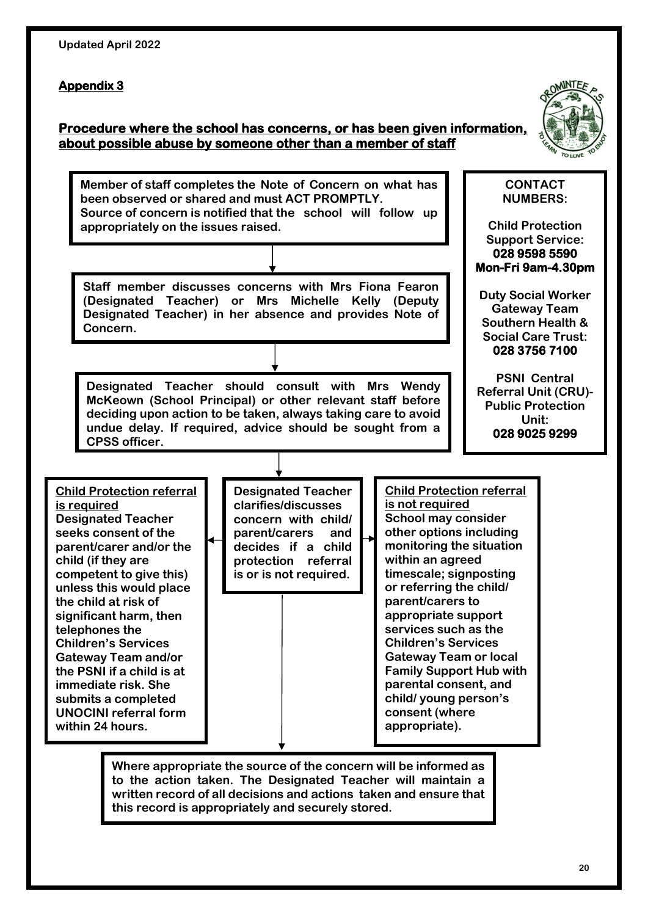Updated April 2022

**Appendix 3**

**Procedure where the school has concerns, or has been given information, about possible abuse by someone other than a member of staff**

**Member of staff completes the Note of Concern on what has been observed or shared and must ACT PROMPTLY. Source of concern is notified that the school will follow up appropriately on the issues raised.**

**Staff member discusses concerns with Mrs Fiona Fearon (Designated Teacher) or Mrs Michelle Kelly (Deputy Designated Teacher) in her absence and provides Note of Concern.**

**Designated Teacher should consult with Mrs Wendy McKeown (School Principal) or other relevant staff before deciding upon action to be taken, always taking care to avoid undue delay. If required, advice should be sought from a CPSS officer.**

**Designated Teacher clarifies/discusses concern with child/ parent/carers and decides if a child protection referral is or is not required.**

**Child Protection referral is required**
**Designated Teacher seeks consent of the parent/carer and/or the child (if they are competent to give this) unless this would place the child at risk of significant harm, then telephones the Children's Services Gateway Team and/or the PSNI if a child is at immediate risk. She submits a completed UNOCINI referral form within 24 hours.**

**Child Protection referral is not required**
**School may consider other options including monitoring the situation within an agreed timescale; signposting or referring the child/ parent/carers to appropriate support services such as the Children's Services Gateway Team or local Family Support Hub with parental consent, and child/ young person's consent (where appropriate).**

**Where appropriate the source of the concern will be informed as to the action taken. The Designated Teacher will maintain a written record of all decisions and actions taken and ensure that this record is appropriately and securely stored.**

**CONTACT NUMBERS:**

**Child Protection Support Service:**
**028 9598 5590**
**Mon-Fri 9am-4.30pm**

**Duty Social Worker Gateway Team Southern Health & Social Care Trust:**
**028 3756 7100**

**PSNI Central Referral Unit (CRU)- Public Protection Unit:**
**028 9025 9299**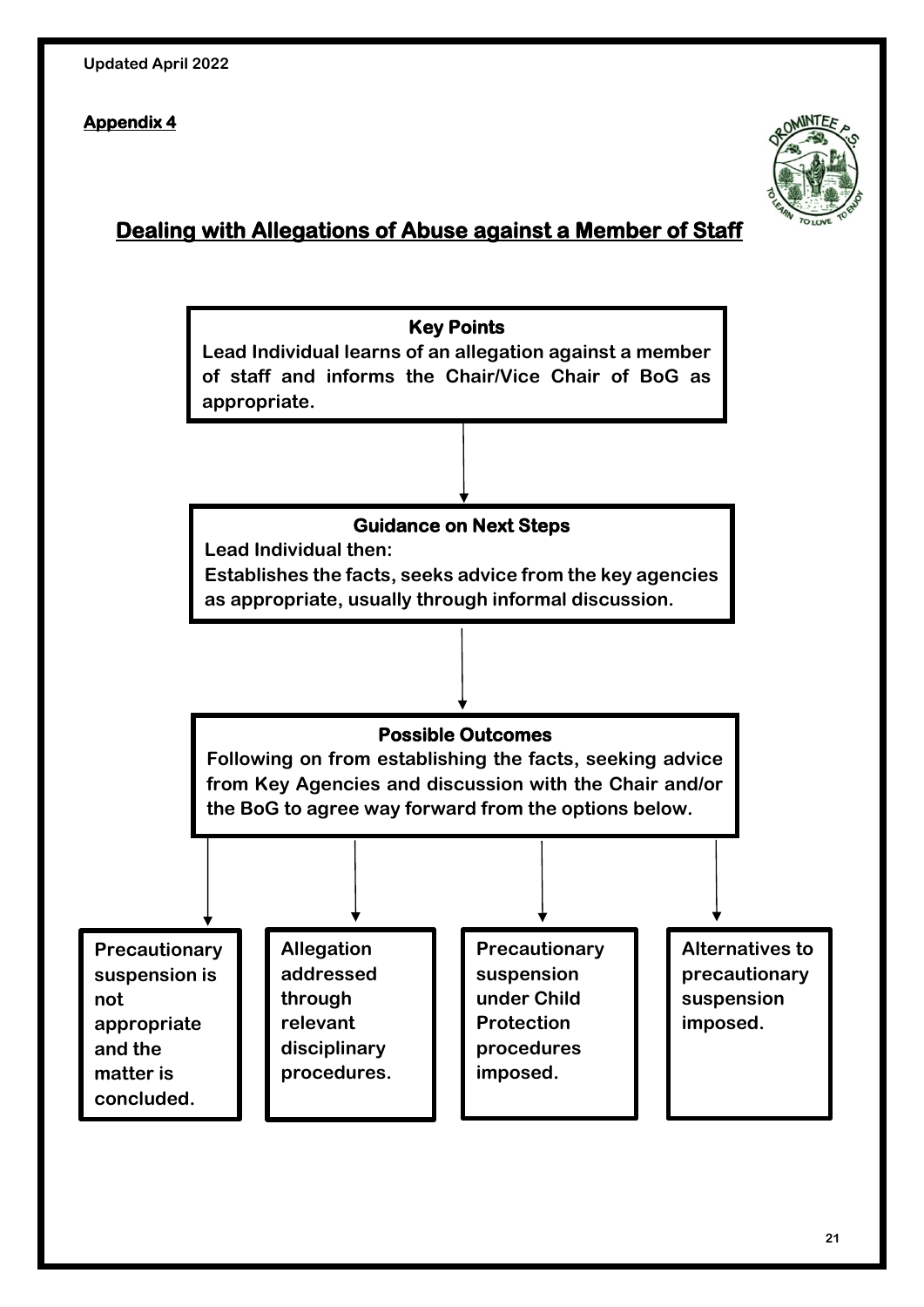Updated April 2022

**Appendix 4**

## Dealing with Allegations of Abuse against a Member of Staff

**Key Points**

**Lead Individual learns of an allegation against a member of staff and informs the Chair/Vice Chair of BoG as appropriate.**

↓

**Guidance on Next Steps**

**Lead Individual then:**

**Establishes the facts, seeks advice from the key agencies as appropriate, usually through informal discussion.**

↓

**Possible Outcomes**

**Following on from establishing the facts, seeking advice from Key Agencies and discussion with the Chair and/or the BoG to agree way forward from the options below.**

↓

- **Precautionary suspension is not appropriate and the matter is concluded.**
- **Allegation addressed through relevant disciplinary procedures.**
- **Precautionary suspension under Child Protection procedures imposed.**
- **Alternatives to precautionary suspension imposed.**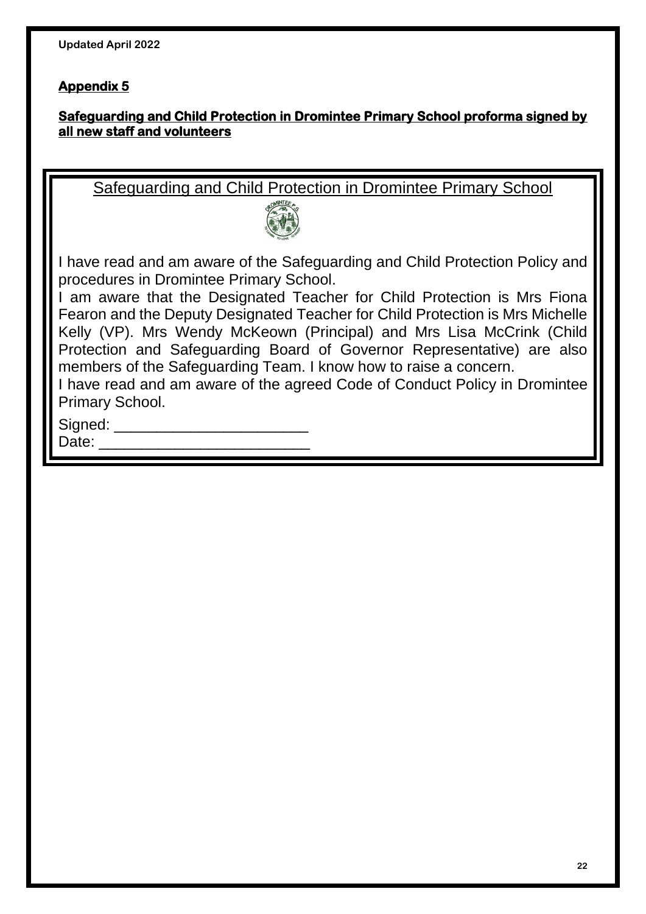Updated April 2022

## Appendix 5

**Safeguarding and Child Protection in Dromintee Primary School proforma signed by all new staff and volunteers**

### Safeguarding and Child Protection in Dromintee Primary School

I have read and am aware of the Safeguarding and Child Protection Policy and procedures in Dromintee Primary School.

I am aware that the Designated Teacher for Child Protection is Mrs Fiona Fearon and the Deputy Designated Teacher for Child Protection is Mrs Michelle Kelly (VP). Mrs Wendy McKeown (Principal) and Mrs Lisa McCrink (Child Protection and Safeguarding Board of Governor Representative) are also members of the Safeguarding Team. I know how to raise a concern.

I have read and am aware of the agreed Code of Conduct Policy in Dromintee Primary School.

Signed: _______________________

Date: _________________________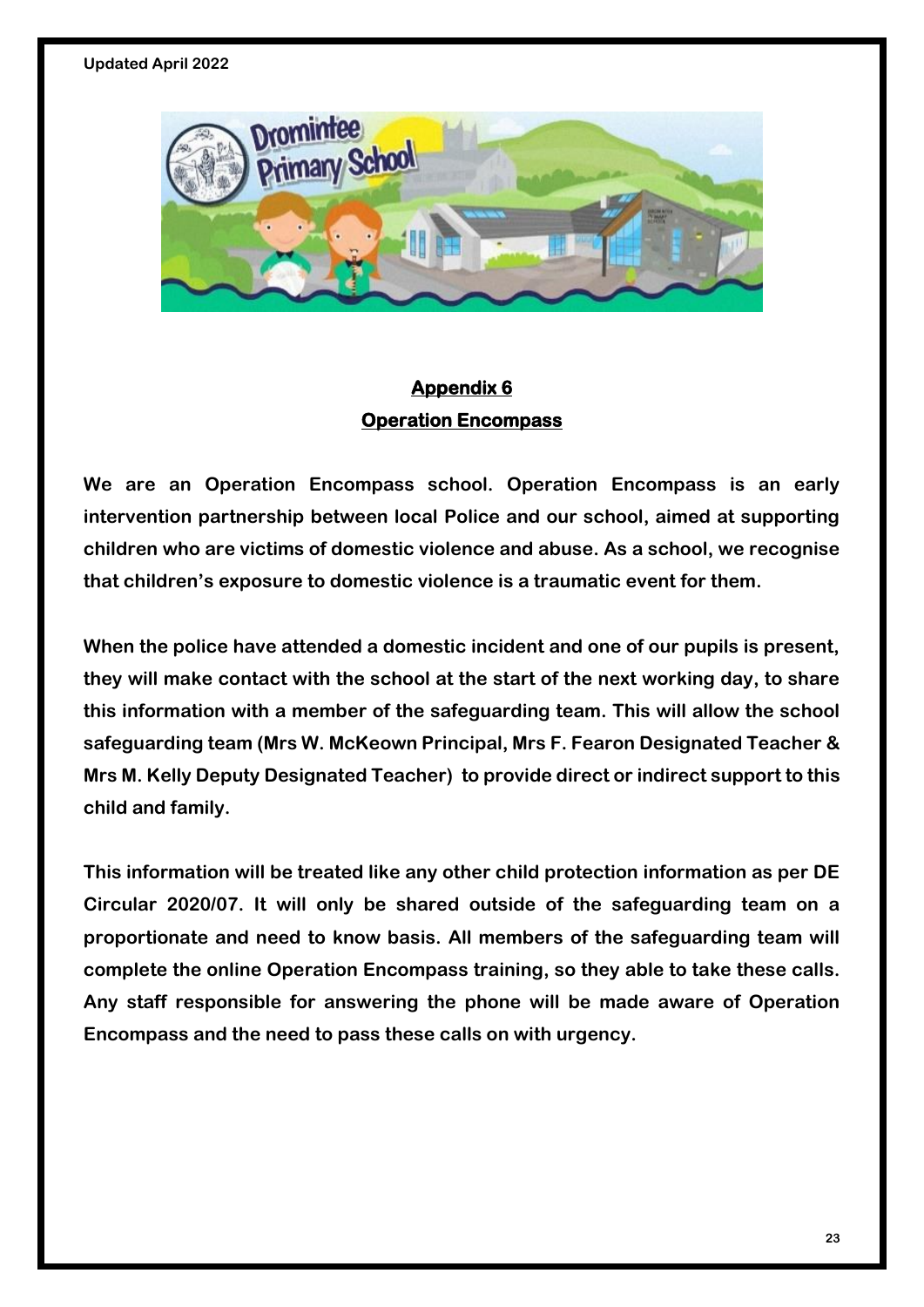Updated April 2022

## Appendix 6
## Operation Encompass

**We are an Operation Encompass school. Operation Encompass is an early intervention partnership between local Police and our school, aimed at supporting children who are victims of domestic violence and abuse. As a school, we recognise that children's exposure to domestic violence is a traumatic event for them.**

**When the police have attended a domestic incident and one of our pupils is present, they will make contact with the school at the start of the next working day, to share this information with a member of the safeguarding team. This will allow the school safeguarding team (Mrs W. McKeown Principal, Mrs F. Fearon Designated Teacher & Mrs M. Kelly Deputy Designated Teacher) to provide direct or indirect support to this child and family.**

**This information will be treated like any other child protection information as per DE Circular 2020/07. It will only be shared outside of the safeguarding team on a proportionate and need to know basis. All members of the safeguarding team will complete the online Operation Encompass training, so they able to take these calls. Any staff responsible for answering the phone will be made aware of Operation Encompass and the need to pass these calls on with urgency.**